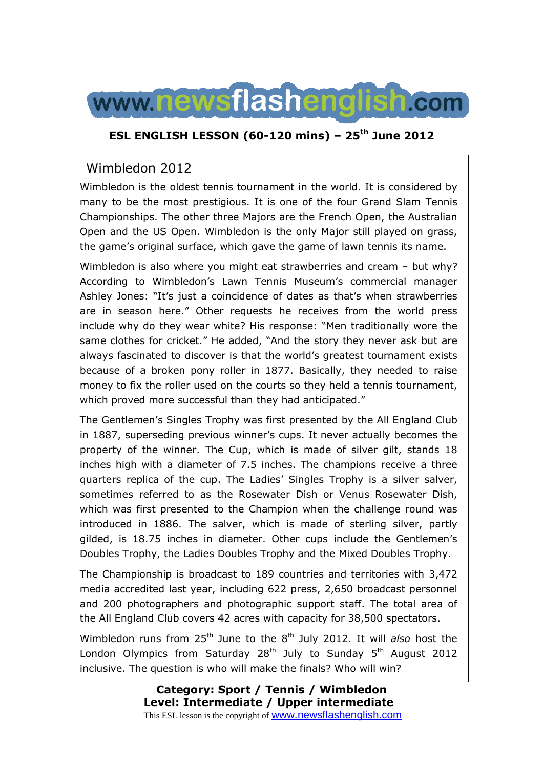# www.newsflashenglish.com

**ESL ENGLISH LESSON (60-120 mins) – 25th June 2012**

## Wimbledon 2012

Wimbledon is the oldest tennis tournament in the world. It is considered by many to be the most prestigious. It is one of the four Grand Slam Tennis Championships. The other three Majors are the French Open, the Australian Open and the US Open. Wimbledon is the only Major still played on grass, the game's original surface, which gave the game of lawn tennis its name.

Wimbledon is also where you might eat strawberries and cream – but why? According to Wimbledon's Lawn Tennis Museum's commercial manager Ashley Jones: "It's just a coincidence of dates as that's when strawberries are in season here." Other requests he receives from the world press include why do they wear white? His response: "Men traditionally wore the same clothes for cricket." He added, "And the story they never ask but are always fascinated to discover is that the world's greatest tournament exists because of a broken pony roller in 1877. Basically, they needed to raise money to fix the roller used on the courts so they held a tennis tournament, which proved more successful than they had anticipated."

The Gentlemen's Singles Trophy was first presented by the All England Club in 1887, superseding previous winner's cups. It never actually becomes the property of the winner. The Cup, which is made of silver gilt, stands 18 inches high with a diameter of 7.5 inches. The champions receive a three quarters replica of the cup. The Ladies' Singles Trophy is a silver salver, sometimes referred to as the Rosewater Dish or Venus Rosewater Dish, which was first presented to the Champion when the challenge round was introduced in 1886. The salver, which is made of sterling silver, partly gilded, is 18.75 inches in diameter. Other cups include the Gentlemen's Doubles Trophy, the Ladies Doubles Trophy and the Mixed Doubles Trophy.

The Championship is broadcast to 189 countries and territories with 3,472 media accredited last year, including 622 press, 2,650 broadcast personnel and 200 photographers and photographic support staff. The total area of the All England Club covers 42 acres with capacity for 38,500 spectators.

Wimbledon runs from 25th June to the 8th July 2012. It will *also* host the London Olympics from Saturday 28th July to Sunday 5th August 2012 inclusive. The question is who will make the finals? Who will win?

**Category: Sport / Tennis / Wimbledon**
**Level: Intermediate / Upper intermediate**

This ESL lesson is the copyright of www.newsflashenglish.com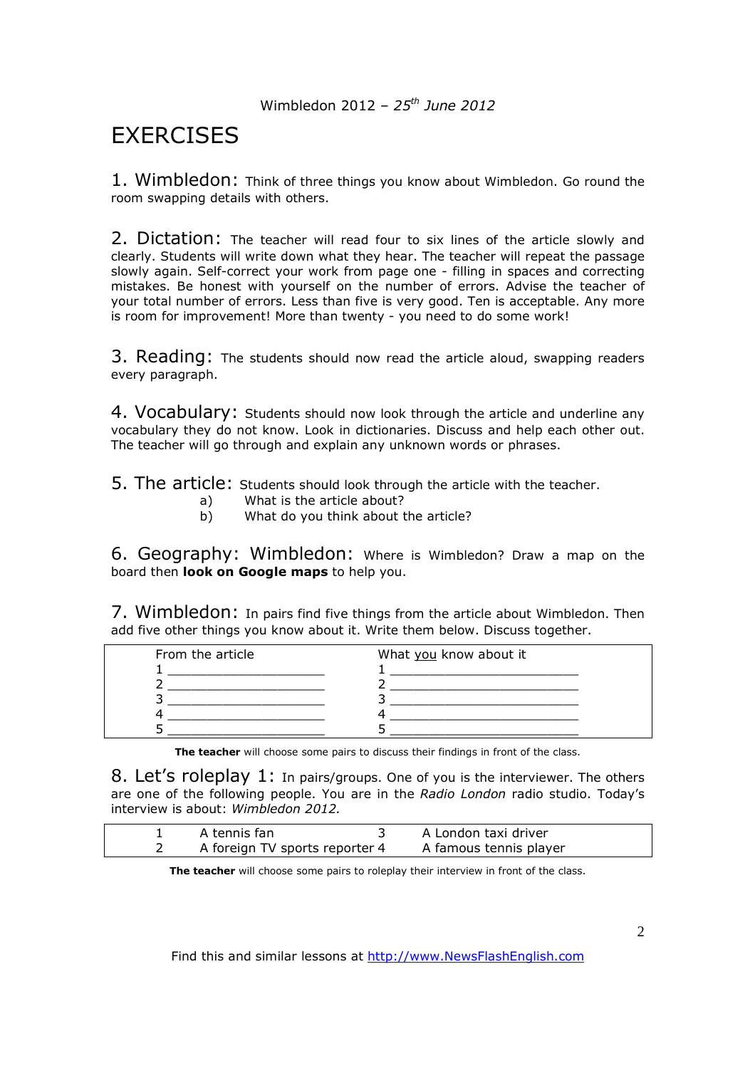Wimbledon 2012 – *25th June 2012*

# EXERCISES

**1. Wimbledon:** Think of three things you know about Wimbledon. Go round the room swapping details with others.

**2. Dictation:** The teacher will read four to six lines of the article slowly and clearly. Students will write down what they hear. The teacher will repeat the passage slowly again. Self-correct your work from page one - filling in spaces and correcting mistakes. Be honest with yourself on the number of errors. Advise the teacher of your total number of errors. Less than five is very good. Ten is acceptable. Any more is room for improvement! More than twenty - you need to do some work!

**3. Reading:** The students should now read the article aloud, swapping readers every paragraph.

**4. Vocabulary:** Students should now look through the article and underline any vocabulary they do not know. Look in dictionaries. Discuss and help each other out. The teacher will go through and explain any unknown words or phrases.

**5. The article:** Students should look through the article with the teacher.

a) What is the article about?
b) What do you think about the article?

**6. Geography: Wimbledon:** Where is Wimbledon? Draw a map on the board then **look on Google maps** to help you.

**7. Wimbledon:** In pairs find five things from the article about Wimbledon. Then add five other things you know about it. Write them below. Discuss together.

| From the article | What you know about it |
|---|---|
| 1 ____________________ | 1 ________________________ |
| 2 ____________________ | 2 ________________________ |
| 3 ____________________ | 3 ________________________ |
| 4 ____________________ | 4 ________________________ |
| 5 ____________________ | 5 ________________________ |

**The teacher** will choose some pairs to discuss their findings in front of the class.

**8. Let's roleplay 1:** In pairs/groups. One of you is the interviewer. The others are one of the following people. You are in the *Radio London* radio studio. Today's interview is about: *Wimbledon 2012.*

| | | | |
|---|---|---|---|
| 1 | A tennis fan | 3 | A London taxi driver |
| 2 | A foreign TV sports reporter | 4 | A famous tennis player |

**The teacher** will choose some pairs to roleplay their interview in front of the class.

Find this and similar lessons at http://www.NewsFlashEnglish.com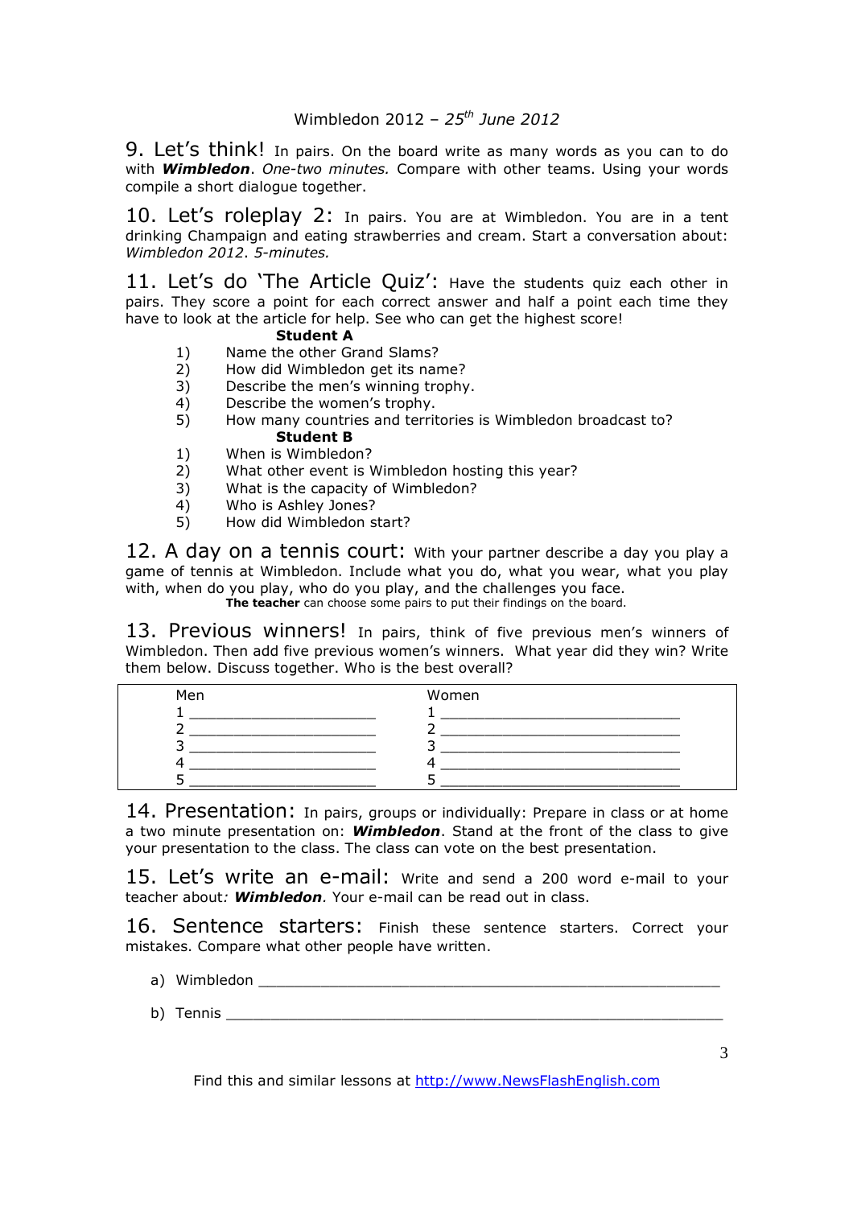9. Let's think! In pairs. On the board write as many words as you can to do with ***Wimbledon***. *One-two minutes.* Compare with other teams. Using your words compile a short dialogue together.

10. Let's roleplay 2: In pairs. You are at Wimbledon. You are in a tent drinking Champaign and eating strawberries and cream. Start a conversation about: *Wimbledon 2012*. *5-minutes.*

11. Let's do 'The Article Quiz': Have the students quiz each other in pairs. They score a point for each correct answer and half a point each time they have to look at the article for help. See who can get the highest score!

**Student A**

1) Name the other Grand Slams?
2) How did Wimbledon get its name?
3) Describe the men's winning trophy.
4) Describe the women's trophy.
5) How many countries and territories is Wimbledon broadcast to?

**Student B**

1) When is Wimbledon?
2) What other event is Wimbledon hosting this year?
3) What is the capacity of Wimbledon?
4) Who is Ashley Jones?
5) How did Wimbledon start?

12. A day on a tennis court: With your partner describe a day you play a game of tennis at Wimbledon. Include what you do, what you wear, what you play with, when do you play, who do you play, and the challenges you face.

**The teacher** can choose some pairs to put their findings on the board.

13. Previous winners! In pairs, think of five previous men's winners of Wimbledon. Then add five previous women's winners. What year did they win? Write them below. Discuss together. Who is the best overall?

| Men | Women |
|---|---|
| 1 ____________________ | 1 ____________________ |
| 2 ____________________ | 2 ____________________ |
| 3 ____________________ | 3 ____________________ |
| 4 ____________________ | 4 ____________________ |
| 5 ____________________ | 5 ____________________ |

14. Presentation: In pairs, groups or individually: Prepare in class or at home a two minute presentation on: ***Wimbledon***. Stand at the front of the class to give your presentation to the class. The class can vote on the best presentation.

15. Let's write an e-mail: Write and send a 200 word e-mail to your teacher about*:* ***Wimbledon***. Your e-mail can be read out in class.

16. Sentence starters: Finish these sentence starters. Correct your mistakes. Compare what other people have written.

a) Wimbledon ____________________________________________________

b) Tennis ________________________________________________________

Find this and similar lessons at http://www.NewsFlashEnglish.com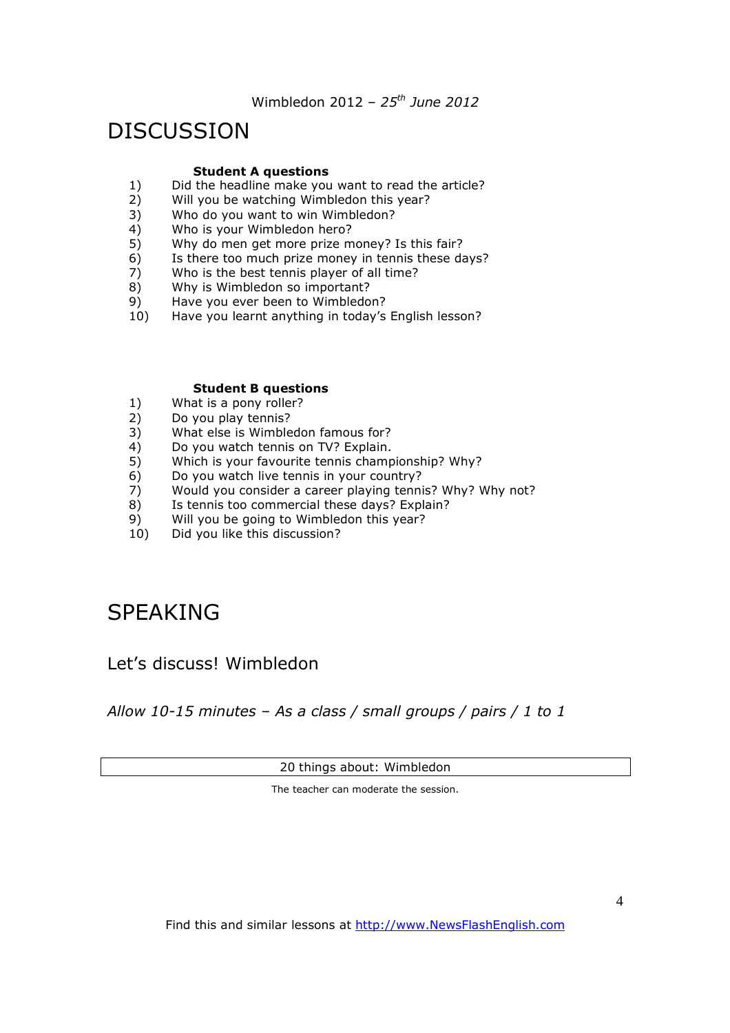Wimbledon 2012 – *25th June 2012*

# DISCUSSION

**Student A questions**

1) Did the headline make you want to read the article?
2) Will you be watching Wimbledon this year?
3) Who do you want to win Wimbledon?
4) Who is your Wimbledon hero?
5) Why do men get more prize money? Is this fair?
6) Is there too much prize money in tennis these days?
7) Who is the best tennis player of all time?
8) Why is Wimbledon so important?
9) Have you ever been to Wimbledon?
10) Have you learnt anything in today's English lesson?

**Student B questions**

1) What is a pony roller?
2) Do you play tennis?
3) What else is Wimbledon famous for?
4) Do you watch tennis on TV? Explain.
5) Which is your favourite tennis championship? Why?
6) Do you watch live tennis in your country?
7) Would you consider a career playing tennis? Why? Why not?
8) Is tennis too commercial these days? Explain?
9) Will you be going to Wimbledon this year?
10) Did you like this discussion?

# SPEAKING

## Let's discuss! Wimbledon

*Allow 10-15 minutes – As a class / small groups / pairs / 1 to 1*

| 20 things about: Wimbledon |
| --- |

The teacher can moderate the session.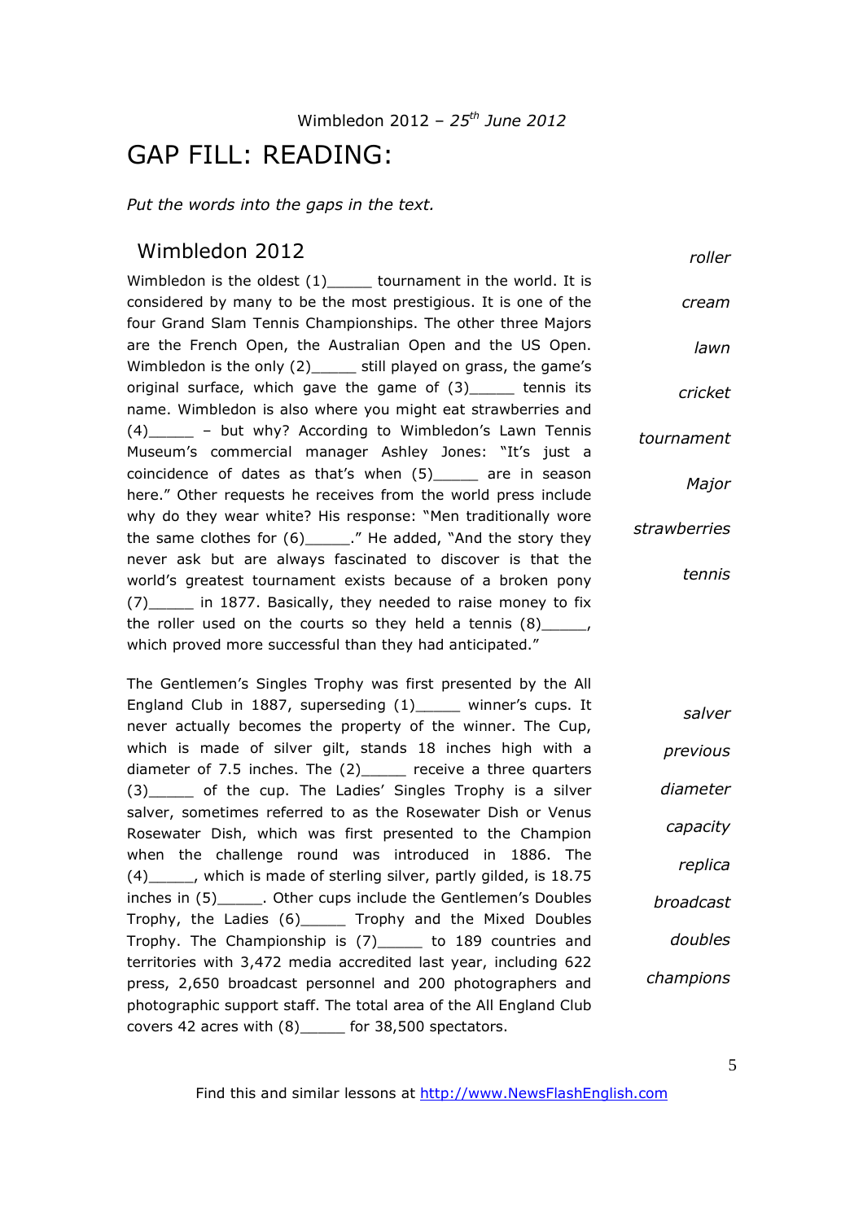Wimbledon 2012 – *25th June 2012*

# GAP FILL: READING:

*Put the words into the gaps in the text.*

## Wimbledon 2012

Wimbledon is the oldest (1)_____ tournament in the world. It is considered by many to be the most prestigious. It is one of the four Grand Slam Tennis Championships. The other three Majors are the French Open, the Australian Open and the US Open. Wimbledon is the only (2)_____ still played on grass, the game's original surface, which gave the game of (3)_____ tennis its name. Wimbledon is also where you might eat strawberries and (4)_____ – but why? According to Wimbledon's Lawn Tennis Museum's commercial manager Ashley Jones: "It's just a coincidence of dates as that's when (5)_____ are in season here." Other requests he receives from the world press include why do they wear white? His response: "Men traditionally wore the same clothes for (6)_____." He added, "And the story they never ask but are always fascinated to discover is that the world's greatest tournament exists because of a broken pony (7)_____ in 1877. Basically, they needed to raise money to fix the roller used on the courts so they held a tennis (8)_____, which proved more successful than they had anticipated."

*roller*

*cream*

*lawn*

*cricket*

*tournament*

*Major*

*strawberries*

*tennis*

The Gentlemen's Singles Trophy was first presented by the All England Club in 1887, superseding (1)_____ winner's cups. It never actually becomes the property of the winner. The Cup, which is made of silver gilt, stands 18 inches high with a diameter of 7.5 inches. The (2)_____ receive a three quarters (3)_____ of the cup. The Ladies' Singles Trophy is a silver salver, sometimes referred to as the Rosewater Dish or Venus Rosewater Dish, which was first presented to the Champion when the challenge round was introduced in 1886. The (4)_____, which is made of sterling silver, partly gilded, is 18.75 inches in (5)_____. Other cups include the Gentlemen's Doubles Trophy, the Ladies (6)_____ Trophy and the Mixed Doubles Trophy. The Championship is (7)_____ to 189 countries and territories with 3,472 media accredited last year, including 622 press, 2,650 broadcast personnel and 200 photographers and photographic support staff. The total area of the All England Club covers 42 acres with (8)_____ for 38,500 spectators.

*salver*

*previous*

*diameter*

*capacity*

*replica*

*broadcast*

*doubles*

*champions*

Find this and similar lessons at http://www.NewsFlashEnglish.com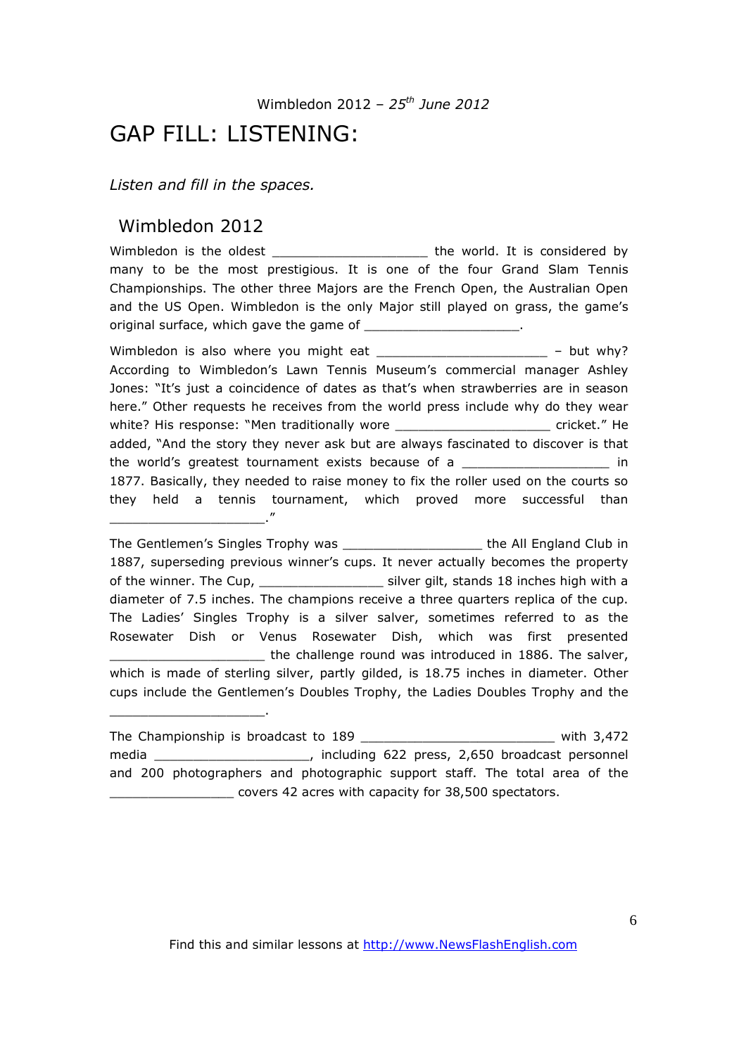Wimbledon 2012 – *25th June 2012*

# GAP FILL: LISTENING:

*Listen and fill in the spaces.*

## Wimbledon 2012

Wimbledon is the oldest ____________________ the world. It is considered by many to be the most prestigious. It is one of the four Grand Slam Tennis Championships. The other three Majors are the French Open, the Australian Open and the US Open. Wimbledon is the only Major still played on grass, the game's original surface, which gave the game of ____________________.

Wimbledon is also where you might eat ______________________ – but why? According to Wimbledon's Lawn Tennis Museum's commercial manager Ashley Jones: "It's just a coincidence of dates as that's when strawberries are in season here." Other requests he receives from the world press include why do they wear white? His response: "Men traditionally wore ____________________ cricket." He added, "And the story they never ask but are always fascinated to discover is that the world's greatest tournament exists because of a ___________________ in 1877. Basically, they needed to raise money to fix the roller used on the courts so they held a tennis tournament, which proved more successful than ____________________."

The Gentlemen's Singles Trophy was __________________ the All England Club in 1887, superseding previous winner's cups. It never actually becomes the property of the winner. The Cup, ________________ silver gilt, stands 18 inches high with a diameter of 7.5 inches. The champions receive a three quarters replica of the cup. The Ladies' Singles Trophy is a silver salver, sometimes referred to as the Rosewater Dish or Venus Rosewater Dish, which was first presented ____________________ the challenge round was introduced in 1886. The salver, which is made of sterling silver, partly gilded, is 18.75 inches in diameter. Other cups include the Gentlemen's Doubles Trophy, the Ladies Doubles Trophy and the ____________________.

The Championship is broadcast to 189 ________________________ with 3,472 media ____________________, including 622 press, 2,650 broadcast personnel and 200 photographers and photographic support staff. The total area of the ________________ covers 42 acres with capacity for 38,500 spectators.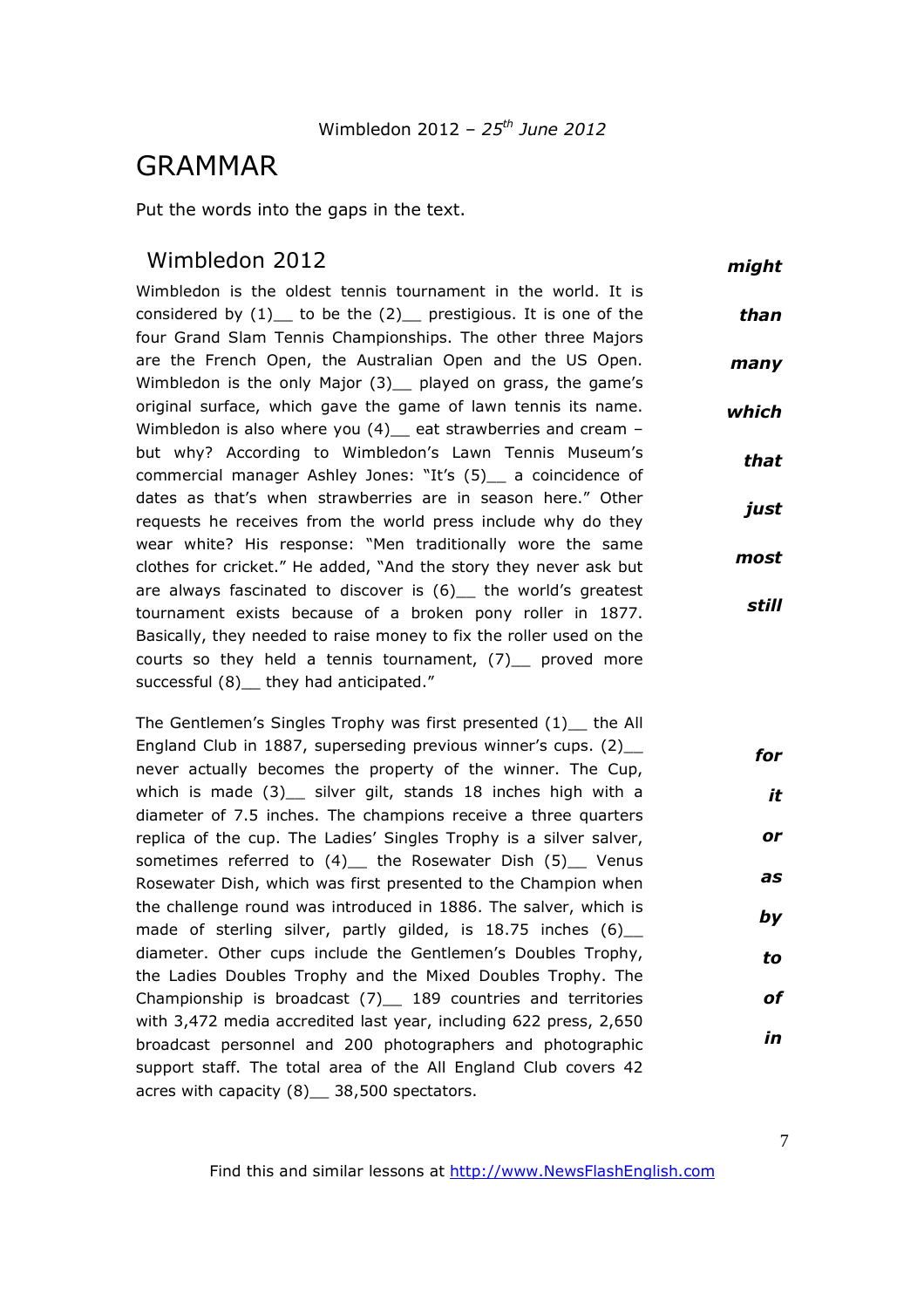Wimbledon 2012 – *25th June 2012*

# GRAMMAR

Put the words into the gaps in the text.

## Wimbledon 2012

Wimbledon is the oldest tennis tournament in the world. It is considered by (1)__ to be the (2)__ prestigious. It is one of the four Grand Slam Tennis Championships. The other three Majors are the French Open, the Australian Open and the US Open. Wimbledon is the only Major (3)__ played on grass, the game's original surface, which gave the game of lawn tennis its name. Wimbledon is also where you (4)__ eat strawberries and cream – but why? According to Wimbledon's Lawn Tennis Museum's commercial manager Ashley Jones: "It's (5)__ a coincidence of dates as that's when strawberries are in season here." Other requests he receives from the world press include why do they wear white? His response: "Men traditionally wore the same clothes for cricket." He added, "And the story they never ask but are always fascinated to discover is (6)__ the world's greatest tournament exists because of a broken pony roller in 1877. Basically, they needed to raise money to fix the roller used on the courts so they held a tennis tournament, (7)__ proved more successful (8)__ they had anticipated."

***might***

***than***

***many***

***which***

***that***

***just***

***most***

***still***

The Gentlemen's Singles Trophy was first presented (1)__ the All England Club in 1887, superseding previous winner's cups. (2)__ never actually becomes the property of the winner. The Cup, which is made (3)__ silver gilt, stands 18 inches high with a diameter of 7.5 inches. The champions receive a three quarters replica of the cup. The Ladies' Singles Trophy is a silver salver, sometimes referred to (4)__ the Rosewater Dish (5)__ Venus Rosewater Dish, which was first presented to the Champion when the challenge round was introduced in 1886. The salver, which is made of sterling silver, partly gilded, is 18.75 inches (6)__ diameter. Other cups include the Gentlemen's Doubles Trophy, the Ladies Doubles Trophy and the Mixed Doubles Trophy. The Championship is broadcast (7)__ 189 countries and territories with 3,472 media accredited last year, including 622 press, 2,650 broadcast personnel and 200 photographers and photographic support staff. The total area of the All England Club covers 42 acres with capacity (8)__ 38,500 spectators.

***for***

***it***

***or***

***as***

***by***

***to***

***of***

***in***

Find this and similar lessons at http://www.NewsFlashEnglish.com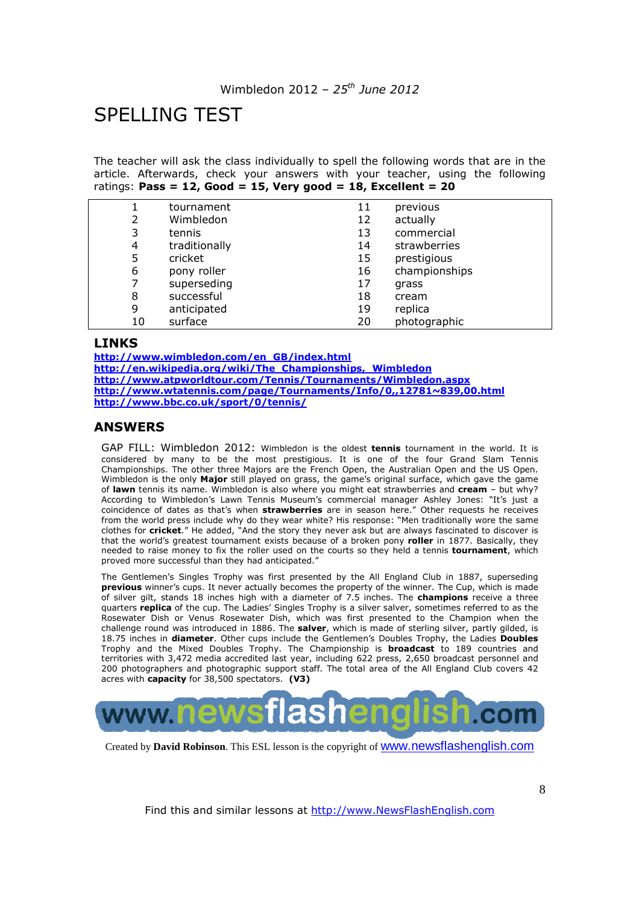Wimbledon 2012 – *25th June 2012*

# SPELLING TEST

The teacher will ask the class individually to spell the following words that are in the article. Afterwards, check your answers with your teacher, using the following ratings: **Pass = 12, Good = 15, Very good = 18, Excellent = 20**

| | | | |
|---|---|---|---|
| 1 | tournament | 11 | previous |
| 2 | Wimbledon | 12 | actually |
| 3 | tennis | 13 | commercial |
| 4 | traditionally | 14 | strawberries |
| 5 | cricket | 15 | prestigious |
| 6 | pony roller | 16 | championships |
| 7 | superseding | 17 | grass |
| 8 | successful | 18 | cream |
| 9 | anticipated | 19 | replica |
| 10 | surface | 20 | photographic |

## LINKS

**http://www.wimbledon.com/en_GB/index.html**
**http://en.wikipedia.org/wiki/The_Championships,_Wimbledon**
**http://www.atpworldtour.com/Tennis/Tournaments/Wimbledon.aspx**
**http://www.wtatennis.com/page/Tournaments/Info/0,,12781~839,00.html**
**http://www.bbc.co.uk/sport/0/tennis/**

## ANSWERS

GAP FILL: Wimbledon 2012: Wimbledon is the oldest **tennis** tournament in the world. It is considered by many to be the most prestigious. It is one of the four Grand Slam Tennis Championships. The other three Majors are the French Open, the Australian Open and the US Open. Wimbledon is the only **Major** still played on grass, the game's original surface, which gave the game of **lawn** tennis its name. Wimbledon is also where you might eat strawberries and **cream** – but why? According to Wimbledon's Lawn Tennis Museum's commercial manager Ashley Jones: "It's just a coincidence of dates as that's when **strawberries** are in season here." Other requests he receives from the world press include why do they wear white? His response: "Men traditionally wore the same clothes for **cricket**." He added, "And the story they never ask but are always fascinated to discover is that the world's greatest tournament exists because of a broken pony **roller** in 1877. Basically, they needed to raise money to fix the roller used on the courts so they held a tennis **tournament**, which proved more successful than they had anticipated."

The Gentlemen's Singles Trophy was first presented by the All England Club in 1887, superseding **previous** winner's cups. It never actually becomes the property of the winner. The Cup, which is made of silver gilt, stands 18 inches high with a diameter of 7.5 inches. The **champions** receive a three quarters **replica** of the cup. The Ladies' Singles Trophy is a silver salver, sometimes referred to as the Rosewater Dish or Venus Rosewater Dish, which was first presented to the Champion when the challenge round was introduced in 1886. The **salver**, which is made of sterling silver, partly gilded, is 18.75 inches in **diameter**. Other cups include the Gentlemen's Doubles Trophy, the Ladies **Doubles** Trophy and the Mixed Doubles Trophy. The Championship is **broadcast** to 189 countries and territories with 3,472 media accredited last year, including 622 press, 2,650 broadcast personnel and 200 photographers and photographic support staff. The total area of the All England Club covers 42 acres with **capacity** for 38,500 spectators. **(V3)**

www.newsflashenglish.com

Created by **David Robinson**. This ESL lesson is the copyright of www.newsflashenglish.com

Find this and similar lessons at http://www.NewsFlashEnglish.com